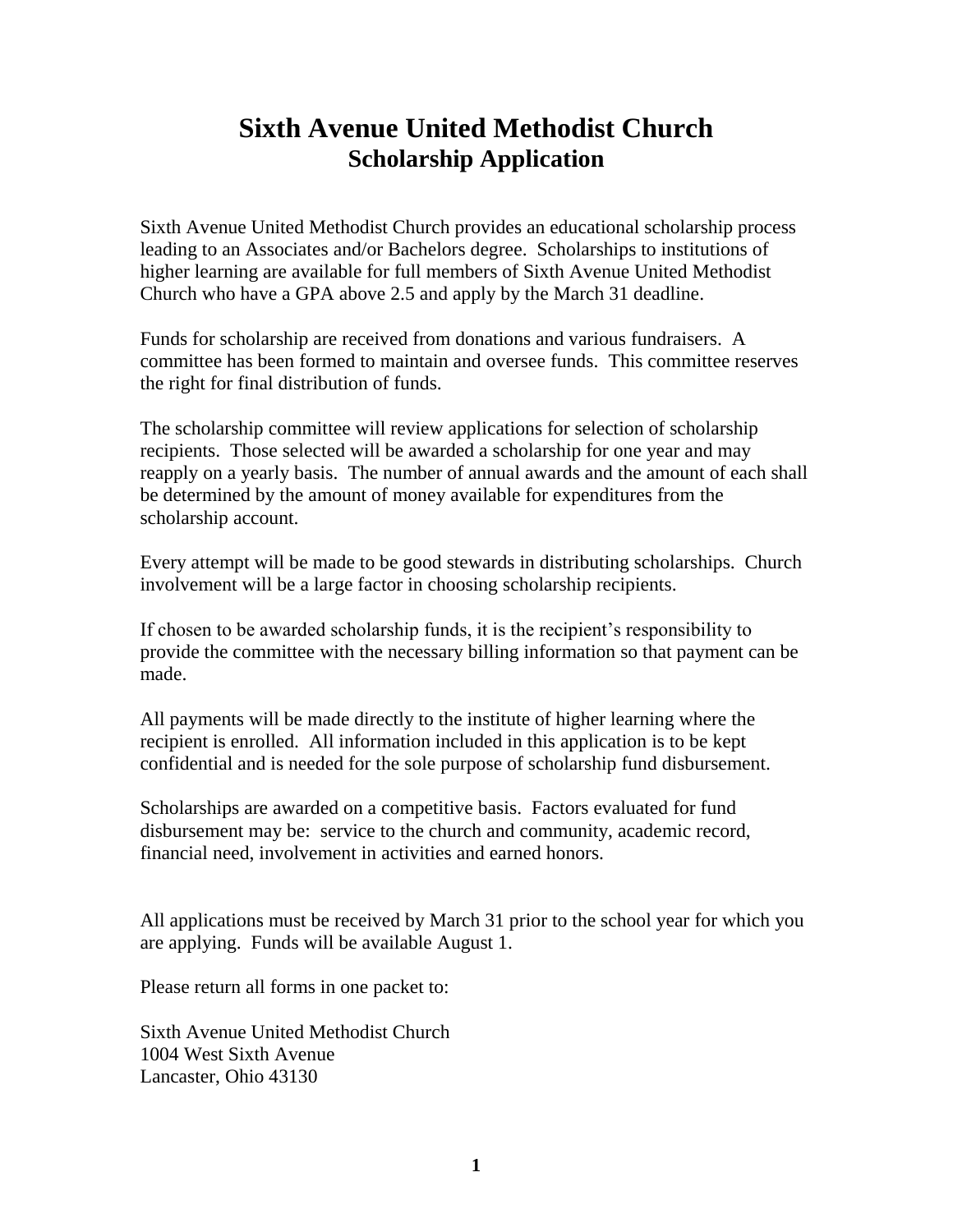# Sixth Avenue United Methodist Church

## Scholarship Application

Sixth Avenue United Methodist Church provides an educational scholarship process leading to an Associates and/or Bachelors degree. Scholarships to institutions of higher learning are available for full members of Sixth Avenue United Methodist Church who have a GPA above 2.5 and apply by the March 31 deadline.

Funds for scholarship are received from donations and various fundraisers. A committee has been formed to maintain and oversee funds. This committee reserves the right for final distribution of funds.

The scholarship committee will review applications for selection of scholarship recipients. Those selected will be awarded a scholarship for one year and may reapply on a yearly basis. The number of annual awards and the amount of each shall be determined by the amount of money available for expenditures from the scholarship account.

Every attempt will be made to be good stewards in distributing scholarships. Church involvement will be a large factor in choosing scholarship recipients.

If chosen to be awarded scholarship funds, it is the recipient's responsibility to provide the committee with the necessary billing information so that payment can be made.

All payments will be made directly to the institute of higher learning where the recipient is enrolled. All information included in this application is to be kept confidential and is needed for the sole purpose of scholarship fund disbursement.

Scholarships are awarded on a competitive basis. Factors evaluated for fund disbursement may be: service to the church and community, academic record, financial need, involvement in activities and earned honors.

All applications must be received by March 31 prior to the school year for which you are applying. Funds will be available August 1.

Please return all forms in one packet to:

Sixth Avenue United Methodist Church
1004 West Sixth Avenue
Lancaster, Ohio 43130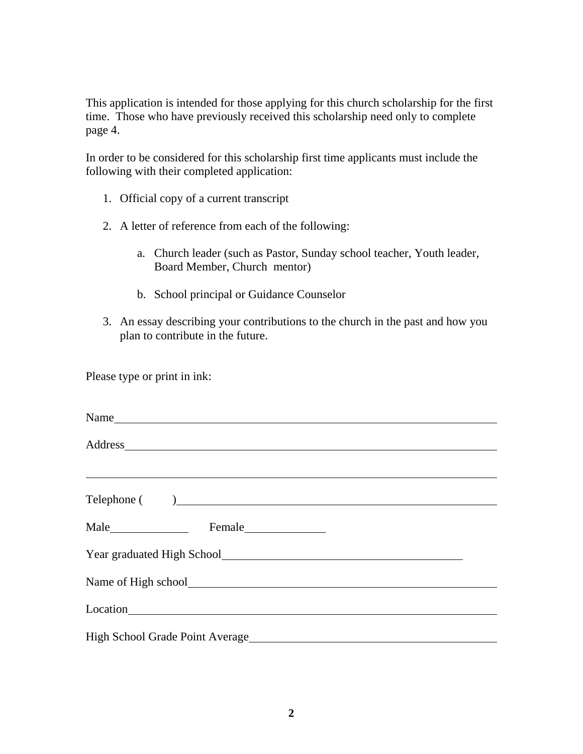This application is intended for those applying for this church scholarship for the first time. Those who have previously received this scholarship need only to complete page 4.

In order to be considered for this scholarship first time applicants must include the following with their completed application:

1. Official copy of a current transcript

2. A letter of reference from each of the following:

   a. Church leader (such as Pastor, Sunday school teacher, Youth leader, Board Member, Church mentor)

   b. School principal or Guidance Counselor

3. An essay describing your contributions to the church in the past and how you plan to contribute in the future.

Please type or print in ink:

Name\_\_\_\_\_\_\_\_\_\_\_\_\_\_\_\_\_\_\_\_\_\_\_\_\_\_\_\_\_\_\_\_\_\_\_\_\_\_\_\_\_\_\_\_\_\_\_\_\_\_\_\_\_\_\_\_

Address\_\_\_\_\_\_\_\_\_\_\_\_\_\_\_\_\_\_\_\_\_\_\_\_\_\_\_\_\_\_\_\_\_\_\_\_\_\_\_\_\_\_\_\_\_\_\_\_\_\_\_\_\_

\_\_\_\_\_\_\_\_\_\_\_\_\_\_\_\_\_\_\_\_\_\_\_\_\_\_\_\_\_\_\_\_\_\_\_\_\_\_\_\_\_\_\_\_\_\_\_\_\_\_\_\_\_\_\_\_\_\_\_\_

Telephone (      )\_\_\_\_\_\_\_\_\_\_\_\_\_\_\_\_\_\_\_\_\_\_\_\_\_\_\_\_\_\_\_\_\_\_\_\_\_\_\_\_\_\_\_\_\_\_\_\_

Male\_\_\_\_\_\_\_\_\_\_\_\_     Female\_\_\_\_\_\_\_\_\_\_\_\_

Year graduated High School\_\_\_\_\_\_\_\_\_\_\_\_\_\_\_\_\_\_\_\_\_\_\_\_\_\_\_\_\_\_\_\_\_\_\_\_

Name of High school\_\_\_\_\_\_\_\_\_\_\_\_\_\_\_\_\_\_\_\_\_\_\_\_\_\_\_\_\_\_\_\_\_\_\_\_\_\_\_\_\_\_\_\_\_

Location\_\_\_\_\_\_\_\_\_\_\_\_\_\_\_\_\_\_\_\_\_\_\_\_\_\_\_\_\_\_\_\_\_\_\_\_\_\_\_\_\_\_\_\_\_\_\_\_\_\_\_\_\_\_

High School Grade Point Average\_\_\_\_\_\_\_\_\_\_\_\_\_\_\_\_\_\_\_\_\_\_\_\_\_\_\_\_\_\_\_\_\_\_\_\_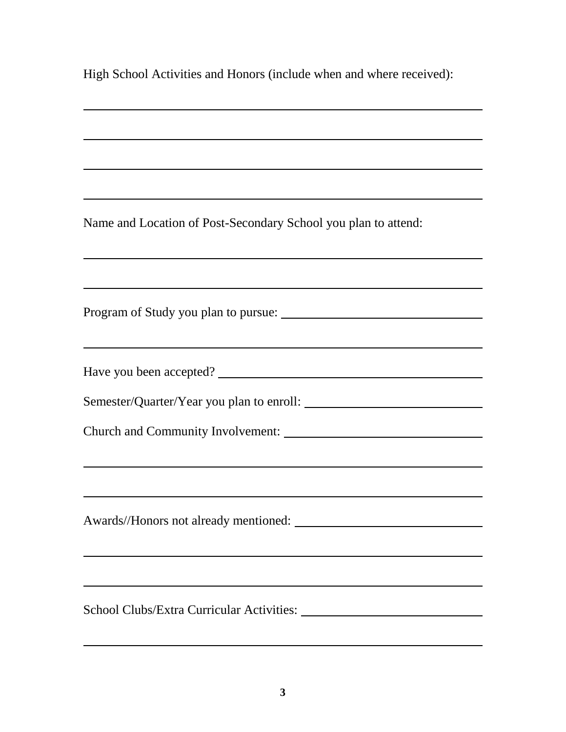High School Activities and Honors (include when and where received):

______________________________________________________________

______________________________________________________________

______________________________________________________________

______________________________________________________________

Name and Location of Post-Secondary School you plan to attend:

______________________________________________________________

______________________________________________________________

Program of Study you plan to pursue: ____________________________

______________________________________________________________

Have you been accepted? ______________________________________

Semester/Quarter/Year you plan to enroll: _________________________

Church and Community Involvement: ____________________________

______________________________________________________________

______________________________________________________________

Awards//Honors not already mentioned: __________________________

______________________________________________________________

______________________________________________________________

School Clubs/Extra Curricular Activities: __________________________

______________________________________________________________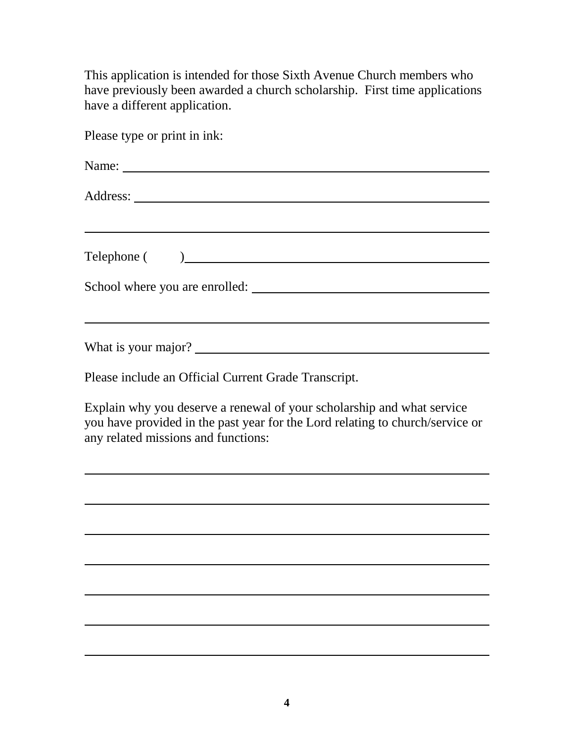This application is intended for those Sixth Avenue Church members who have previously been awarded a church scholarship. First time applications have a different application.

Please type or print in ink:

Name: ______________________________________________________

Address: ____________________________________________________

____________________________________________________________

Telephone (        )__________________________________________

School where you are enrolled: _______________________________

____________________________________________________________

What is your major? _________________________________________

Please include an Official Current Grade Transcript.

Explain why you deserve a renewal of your scholarship and what service you have provided in the past year for the Lord relating to church/service or any related missions and functions:

____________________________________________________________

____________________________________________________________

____________________________________________________________

____________________________________________________________

____________________________________________________________

____________________________________________________________

____________________________________________________________